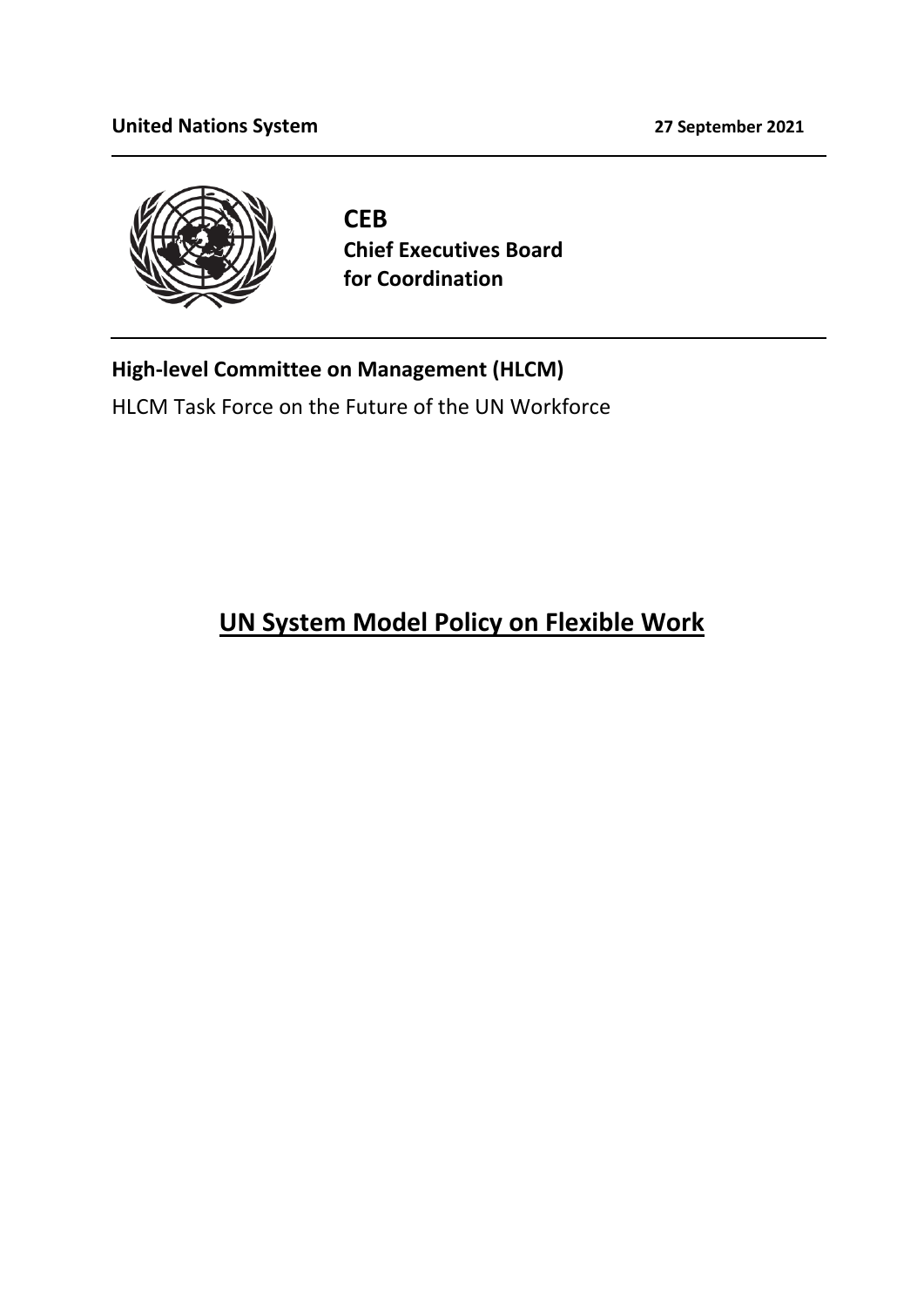**United Nations System** **27 September 2021**

**CEB**
**Chief Executives Board for Coordination**

**High-level Committee on Management (HLCM)**

HLCM Task Force on the Future of the UN Workforce

# UN System Model Policy on Flexible Work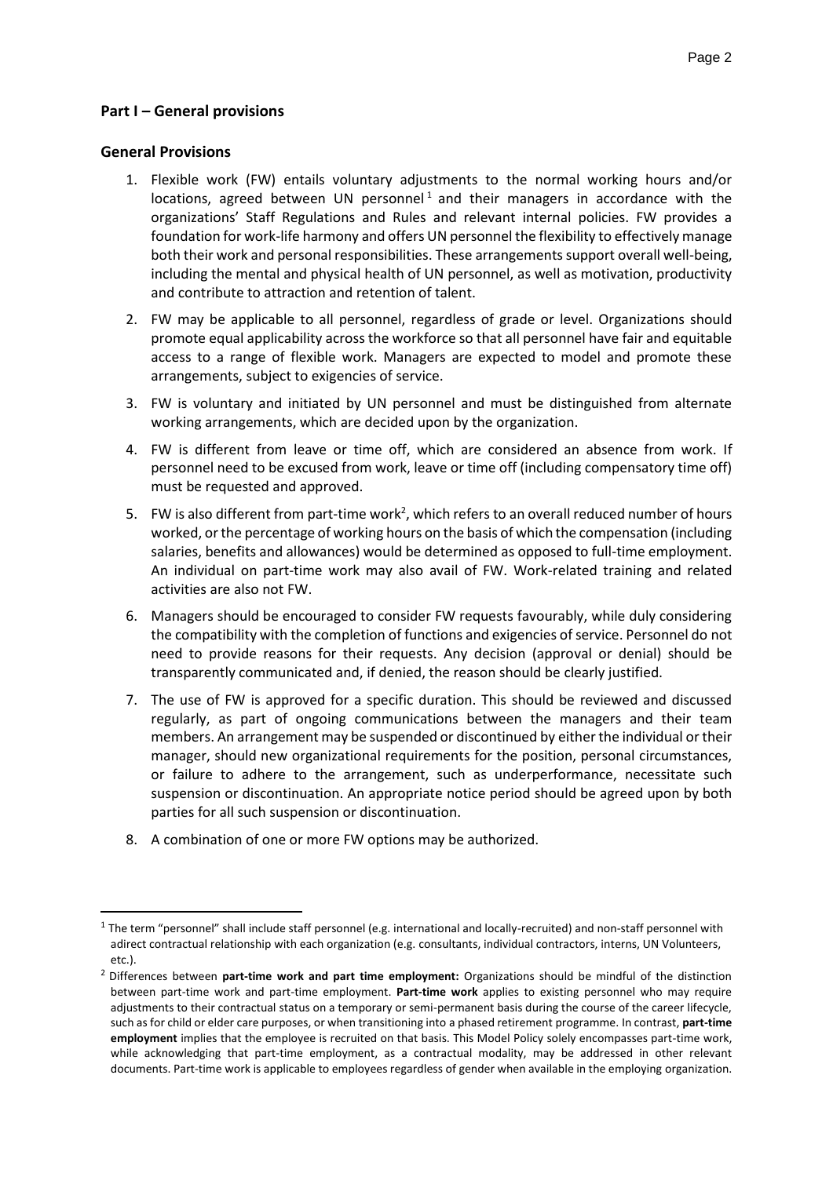## Part I – General provisions

### General Provisions

1. Flexible work (FW) entails voluntary adjustments to the normal working hours and/or locations, agreed between UN personnel[1] and their managers in accordance with the organizations' Staff Regulations and Rules and relevant internal policies. FW provides a foundation for work-life harmony and offers UN personnel the flexibility to effectively manage both their work and personal responsibilities. These arrangements support overall well-being, including the mental and physical health of UN personnel, as well as motivation, productivity and contribute to attraction and retention of talent.

2. FW may be applicable to all personnel, regardless of grade or level. Organizations should promote equal applicability across the workforce so that all personnel have fair and equitable access to a range of flexible work. Managers are expected to model and promote these arrangements, subject to exigencies of service.

3. FW is voluntary and initiated by UN personnel and must be distinguished from alternate working arrangements, which are decided upon by the organization.

4. FW is different from leave or time off, which are considered an absence from work. If personnel need to be excused from work, leave or time off (including compensatory time off) must be requested and approved.

5. FW is also different from part-time work[2], which refers to an overall reduced number of hours worked, or the percentage of working hours on the basis of which the compensation (including salaries, benefits and allowances) would be determined as opposed to full-time employment. An individual on part-time work may also avail of FW. Work-related training and related activities are also not FW.

6. Managers should be encouraged to consider FW requests favourably, while duly considering the compatibility with the completion of functions and exigencies of service. Personnel do not need to provide reasons for their requests. Any decision (approval or denial) should be transparently communicated and, if denied, the reason should be clearly justified.

7. The use of FW is approved for a specific duration. This should be reviewed and discussed regularly, as part of ongoing communications between the managers and their team members. An arrangement may be suspended or discontinued by either the individual or their manager, should new organizational requirements for the position, personal circumstances, or failure to adhere to the arrangement, such as underperformance, necessitate such suspension or discontinuation. An appropriate notice period should be agreed upon by both parties for all such suspension or discontinuation.

8. A combination of one or more FW options may be authorized.

---

[1] The term "personnel" shall include staff personnel (e.g. international and locally-recruited) and non-staff personnel with adirect contractual relationship with each organization (e.g. consultants, individual contractors, interns, UN Volunteers, etc.).

[2] Differences between **part-time work and part time employment:** Organizations should be mindful of the distinction between part-time work and part-time employment. **Part-time work** applies to existing personnel who may require adjustments to their contractual status on a temporary or semi-permanent basis during the course of the career lifecycle, such as for child or elder care purposes, or when transitioning into a phased retirement programme. In contrast, **part-time employment** implies that the employee is recruited on that basis. This Model Policy solely encompasses part-time work, while acknowledging that part-time employment, as a contractual modality, may be addressed in other relevant documents. Part-time work is applicable to employees regardless of gender when available in the employing organization.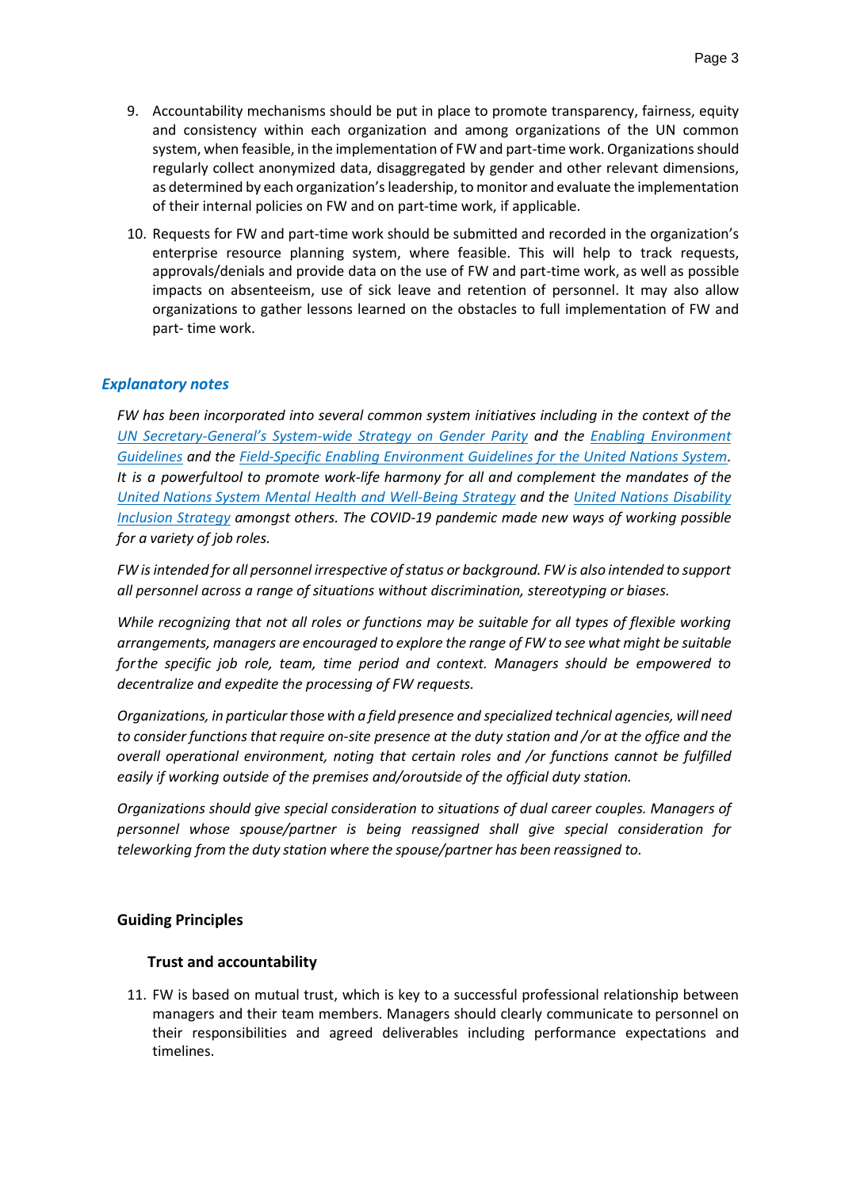9. Accountability mechanisms should be put in place to promote transparency, fairness, equity and consistency within each organization and among organizations of the UN common system, when feasible, in the implementation of FW and part-time work. Organizations should regularly collect anonymized data, disaggregated by gender and other relevant dimensions, as determined by each organization's leadership, to monitor and evaluate the implementation of their internal policies on FW and on part-time work, if applicable.

10. Requests for FW and part-time work should be submitted and recorded in the organization's enterprise resource planning system, where feasible. This will help to track requests, approvals/denials and provide data on the use of FW and part-time work, as well as possible impacts on absenteeism, use of sick leave and retention of personnel. It may also allow organizations to gather lessons learned on the obstacles to full implementation of FW and part- time work.

### *Explanatory notes*

*FW has been incorporated into several common system initiatives including in the context of the UN Secretary-General's System-wide Strategy on Gender Parity and the Enabling Environment Guidelines and the Field-Specific Enabling Environment Guidelines for the United Nations System. It is a powerfultool to promote work-life harmony for all and complement the mandates of the United Nations System Mental Health and Well-Being Strategy and the United Nations Disability Inclusion Strategy amongst others. The COVID-19 pandemic made new ways of working possible for a variety of job roles.*

*FW is intended for all personnel irrespective of status or background. FW is also intended to support all personnel across a range of situations without discrimination, stereotyping or biases.*

*While recognizing that not all roles or functions may be suitable for all types of flexible working arrangements, managers are encouraged to explore the range of FW to see what might be suitable forthe specific job role, team, time period and context. Managers should be empowered to decentralize and expedite the processing of FW requests.*

*Organizations, in particular those with a field presence and specialized technical agencies, will need to consider functions that require on-site presence at the duty station and /or at the office and the overall operational environment, noting that certain roles and /or functions cannot be fulfilled easily if working outside of the premises and/oroutside of the official duty station.*

*Organizations should give special consideration to situations of dual career couples. Managers of personnel whose spouse/partner is being reassigned shall give special consideration for teleworking from the duty station where the spouse/partner has been reassigned to.*

## Guiding Principles

### Trust and accountability

11. FW is based on mutual trust, which is key to a successful professional relationship between managers and their team members. Managers should clearly communicate to personnel on their responsibilities and agreed deliverables including performance expectations and timelines.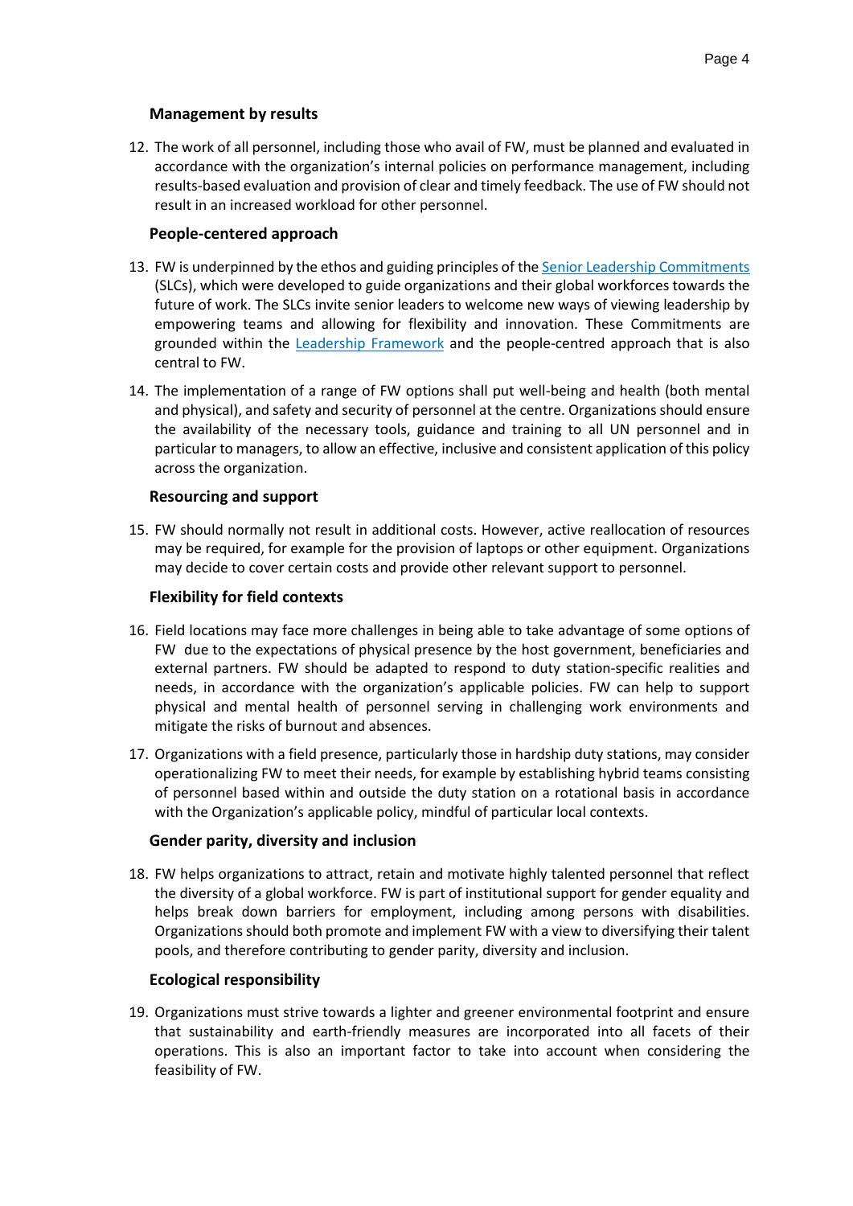### Management by results

12. The work of all personnel, including those who avail of FW, must be planned and evaluated in accordance with the organization's internal policies on performance management, including results-based evaluation and provision of clear and timely feedback. The use of FW should not result in an increased workload for other personnel.

### People-centered approach

13. FW is underpinned by the ethos and guiding principles of the [Senior Leadership Commitments] (SLCs), which were developed to guide organizations and their global workforces towards the future of work. The SLCs invite senior leaders to welcome new ways of viewing leadership by empowering teams and allowing for flexibility and innovation. These Commitments are grounded within the [Leadership Framework] and the people-centred approach that is also central to FW.

14. The implementation of a range of FW options shall put well-being and health (both mental and physical), and safety and security of personnel at the centre. Organizations should ensure the availability of the necessary tools, guidance and training to all UN personnel and in particular to managers, to allow an effective, inclusive and consistent application of this policy across the organization.

### Resourcing and support

15. FW should normally not result in additional costs. However, active reallocation of resources may be required, for example for the provision of laptops or other equipment. Organizations may decide to cover certain costs and provide other relevant support to personnel.

### Flexibility for field contexts

16. Field locations may face more challenges in being able to take advantage of some options of FW due to the expectations of physical presence by the host government, beneficiaries and external partners. FW should be adapted to respond to duty station-specific realities and needs, in accordance with the organization's applicable policies. FW can help to support physical and mental health of personnel serving in challenging work environments and mitigate the risks of burnout and absences.

17. Organizations with a field presence, particularly those in hardship duty stations, may consider operationalizing FW to meet their needs, for example by establishing hybrid teams consisting of personnel based within and outside the duty station on a rotational basis in accordance with the Organization's applicable policy, mindful of particular local contexts.

### Gender parity, diversity and inclusion

18. FW helps organizations to attract, retain and motivate highly talented personnel that reflect the diversity of a global workforce. FW is part of institutional support for gender equality and helps break down barriers for employment, including among persons with disabilities. Organizations should both promote and implement FW with a view to diversifying their talent pools, and therefore contributing to gender parity, diversity and inclusion.

### Ecological responsibility

19. Organizations must strive towards a lighter and greener environmental footprint and ensure that sustainability and earth-friendly measures are incorporated into all facets of their operations. This is also an important factor to take into account when considering the feasibility of FW.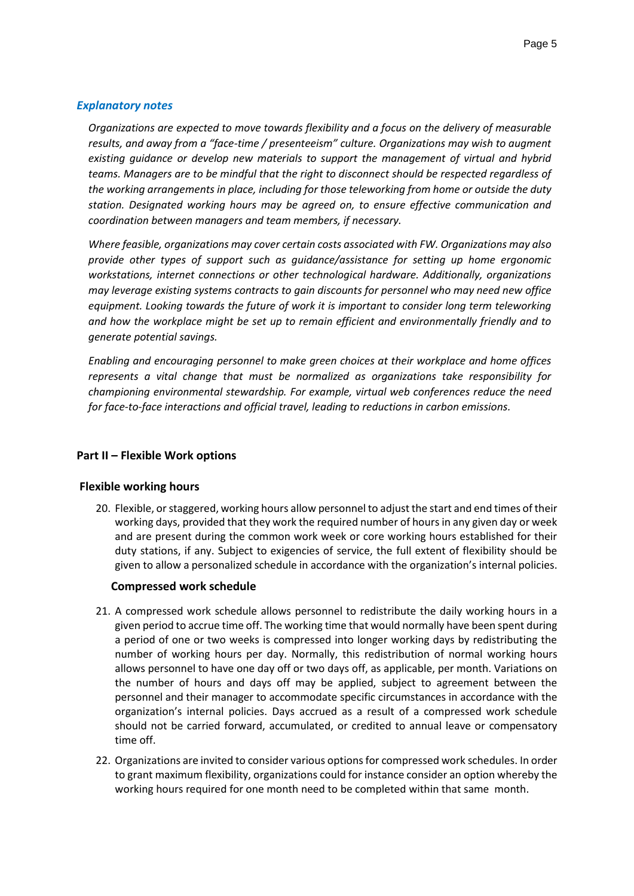### *Explanatory notes*

*Organizations are expected to move towards flexibility and a focus on the delivery of measurable results, and away from a "face-time / presenteeism" culture. Organizations may wish to augment existing guidance or develop new materials to support the management of virtual and hybrid teams. Managers are to be mindful that the right to disconnect should be respected regardless of the working arrangements in place, including for those teleworking from home or outside the duty station. Designated working hours may be agreed on, to ensure effective communication and coordination between managers and team members, if necessary.*

*Where feasible, organizations may cover certain costs associated with FW. Organizations may also provide other types of support such as guidance/assistance for setting up home ergonomic workstations, internet connections or other technological hardware. Additionally, organizations may leverage existing systems contracts to gain discounts for personnel who may need new office equipment. Looking towards the future of work it is important to consider long term teleworking and how the workplace might be set up to remain efficient and environmentally friendly and to generate potential savings.*

*Enabling and encouraging personnel to make green choices at their workplace and home offices represents a vital change that must be normalized as organizations take responsibility for championing environmental stewardship. For example, virtual web conferences reduce the need for face-to-face interactions and official travel, leading to reductions in carbon emissions.*

## Part II – Flexible Work options

### Flexible working hours

20. Flexible, or staggered, working hours allow personnel to adjust the start and end times of their working days, provided that they work the required number of hours in any given day or week and are present during the common work week or core working hours established for their duty stations, if any. Subject to exigencies of service, the full extent of flexibility should be given to allow a personalized schedule in accordance with the organization's internal policies.

### Compressed work schedule

21. A compressed work schedule allows personnel to redistribute the daily working hours in a given period to accrue time off. The working time that would normally have been spent during a period of one or two weeks is compressed into longer working days by redistributing the number of working hours per day. Normally, this redistribution of normal working hours allows personnel to have one day off or two days off, as applicable, per month. Variations on the number of hours and days off may be applied, subject to agreement between the personnel and their manager to accommodate specific circumstances in accordance with the organization's internal policies. Days accrued as a result of a compressed work schedule should not be carried forward, accumulated, or credited to annual leave or compensatory time off.

22. Organizations are invited to consider various options for compressed work schedules. In order to grant maximum flexibility, organizations could for instance consider an option whereby the working hours required for one month need to be completed within that same month.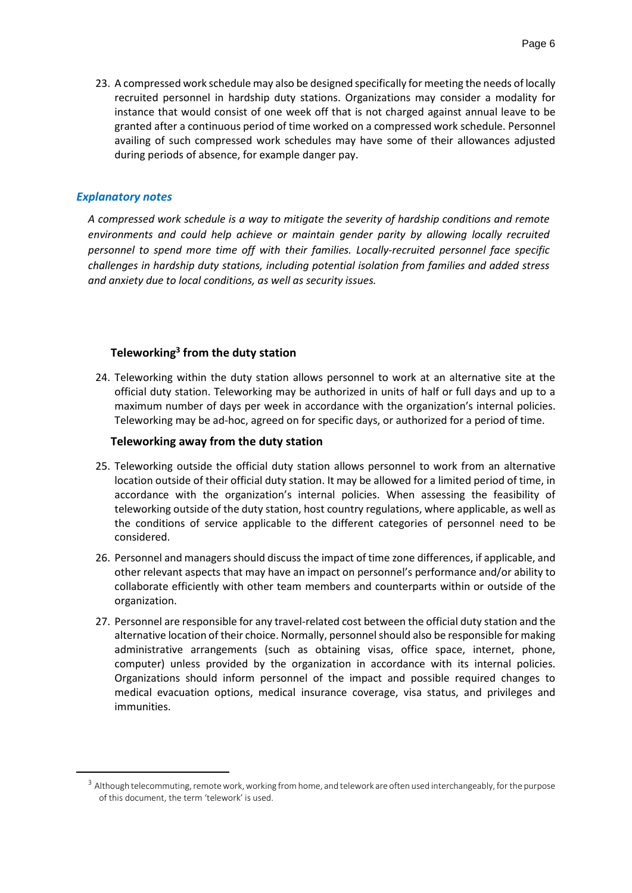23. A compressed work schedule may also be designed specifically for meeting the needs of locally recruited personnel in hardship duty stations. Organizations may consider a modality for instance that would consist of one week off that is not charged against annual leave to be granted after a continuous period of time worked on a compressed work schedule. Personnel availing of such compressed work schedules may have some of their allowances adjusted during periods of absence, for example danger pay.

### *Explanatory notes*

*A compressed work schedule is a way to mitigate the severity of hardship conditions and remote environments and could help achieve or maintain gender parity by allowing locally recruited personnel to spend more time off with their families. Locally-recruited personnel face specific challenges in hardship duty stations, including potential isolation from families and added stress and anxiety due to local conditions, as well as security issues.*

#### Teleworking[3] from the duty station

24. Teleworking within the duty station allows personnel to work at an alternative site at the official duty station. Teleworking may be authorized in units of half or full days and up to a maximum number of days per week in accordance with the organization's internal policies. Teleworking may be ad-hoc, agreed on for specific days, or authorized for a period of time.

#### Teleworking away from the duty station

25. Teleworking outside the official duty station allows personnel to work from an alternative location outside of their official duty station. It may be allowed for a limited period of time, in accordance with the organization's internal policies. When assessing the feasibility of teleworking outside of the duty station, host country regulations, where applicable, as well as the conditions of service applicable to the different categories of personnel need to be considered.

26. Personnel and managers should discuss the impact of time zone differences, if applicable, and other relevant aspects that may have an impact on personnel's performance and/or ability to collaborate efficiently with other team members and counterparts within or outside of the organization.

27. Personnel are responsible for any travel-related cost between the official duty station and the alternative location of their choice. Normally, personnel should also be responsible for making administrative arrangements (such as obtaining visas, office space, internet, phone, computer) unless provided by the organization in accordance with its internal policies. Organizations should inform personnel of the impact and possible required changes to medical evacuation options, medical insurance coverage, visa status, and privileges and immunities.

---

[3] Although telecommuting, remote work, working from home, and telework are often used interchangeably, for the purpose of this document, the term 'telework' is used.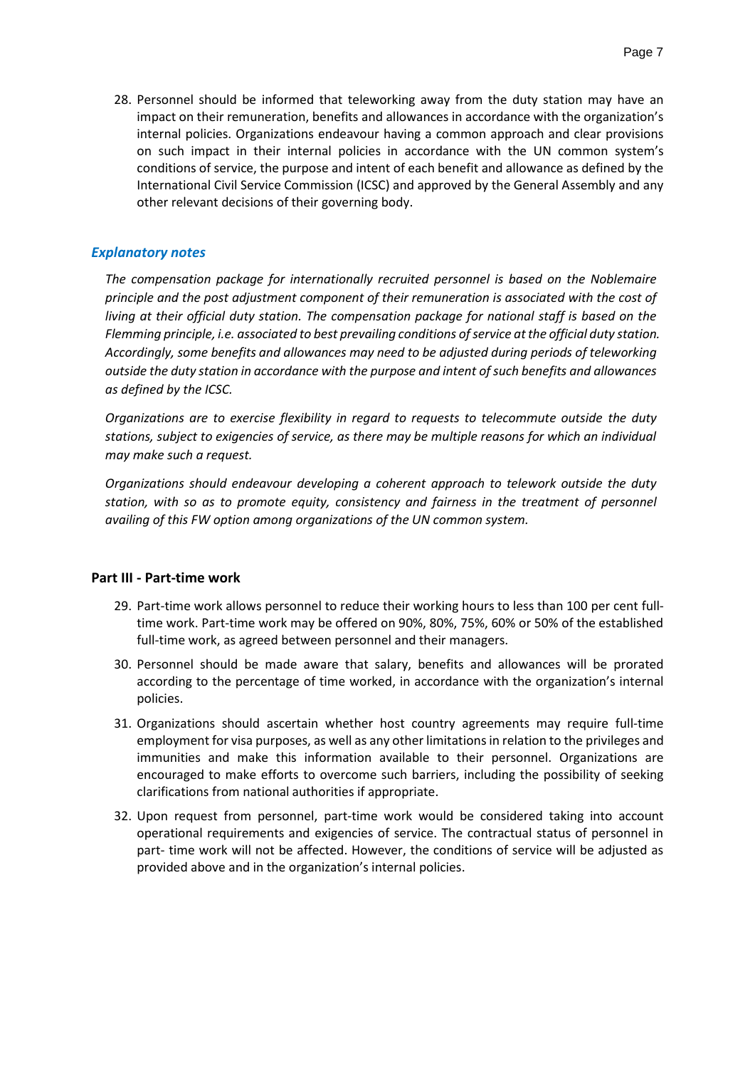28. Personnel should be informed that teleworking away from the duty station may have an impact on their remuneration, benefits and allowances in accordance with the organization's internal policies. Organizations endeavour having a common approach and clear provisions on such impact in their internal policies in accordance with the UN common system's conditions of service, the purpose and intent of each benefit and allowance as defined by the International Civil Service Commission (ICSC) and approved by the General Assembly and any other relevant decisions of their governing body.

### *Explanatory notes*

*The compensation package for internationally recruited personnel is based on the Noblemaire principle and the post adjustment component of their remuneration is associated with the cost of living at their official duty station. The compensation package for national staff is based on the Flemming principle, i.e. associated to best prevailing conditions of service at the official duty station. Accordingly, some benefits and allowances may need to be adjusted during periods of teleworking outside the duty station in accordance with the purpose and intent of such benefits and allowances as defined by the ICSC.*

*Organizations are to exercise flexibility in regard to requests to telecommute outside the duty stations, subject to exigencies of service, as there may be multiple reasons for which an individual may make such a request.*

*Organizations should endeavour developing a coherent approach to telework outside the duty station, with so as to promote equity, consistency and fairness in the treatment of personnel availing of this FW option among organizations of the UN common system.*

## Part III - Part-time work

29. Part-time work allows personnel to reduce their working hours to less than 100 per cent full-time work. Part-time work may be offered on 90%, 80%, 75%, 60% or 50% of the established full-time work, as agreed between personnel and their managers.
30. Personnel should be made aware that salary, benefits and allowances will be prorated according to the percentage of time worked, in accordance with the organization's internal policies.
31. Organizations should ascertain whether host country agreements may require full-time employment for visa purposes, as well as any other limitations in relation to the privileges and immunities and make this information available to their personnel. Organizations are encouraged to make efforts to overcome such barriers, including the possibility of seeking clarifications from national authorities if appropriate.
32. Upon request from personnel, part-time work would be considered taking into account operational requirements and exigencies of service. The contractual status of personnel in part- time work will not be affected. However, the conditions of service will be adjusted as provided above and in the organization's internal policies.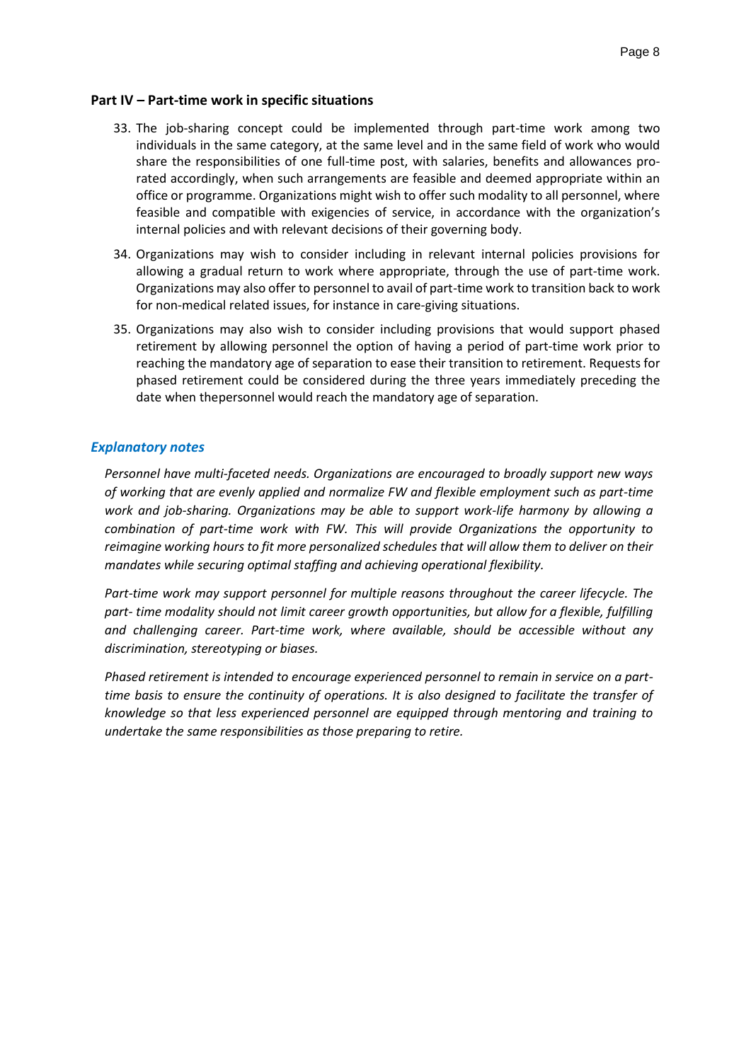### Part IV – Part-time work in specific situations

33. The job-sharing concept could be implemented through part-time work among two individuals in the same category, at the same level and in the same field of work who would share the responsibilities of one full-time post, with salaries, benefits and allowances pro-rated accordingly, when such arrangements are feasible and deemed appropriate within an office or programme. Organizations might wish to offer such modality to all personnel, where feasible and compatible with exigencies of service, in accordance with the organization's internal policies and with relevant decisions of their governing body.
34. Organizations may wish to consider including in relevant internal policies provisions for allowing a gradual return to work where appropriate, through the use of part-time work. Organizations may also offer to personnel to avail of part-time work to transition back to work for non-medical related issues, for instance in care-giving situations.
35. Organizations may also wish to consider including provisions that would support phased retirement by allowing personnel the option of having a period of part-time work prior to reaching the mandatory age of separation to ease their transition to retirement. Requests for phased retirement could be considered during the three years immediately preceding the date when thepersonnel would reach the mandatory age of separation.

#### *Explanatory notes*

*Personnel have multi-faceted needs. Organizations are encouraged to broadly support new ways of working that are evenly applied and normalize FW and flexible employment such as part-time work and job-sharing. Organizations may be able to support work-life harmony by allowing a combination of part-time work with FW. This will provide Organizations the opportunity to reimagine working hours to fit more personalized schedules that will allow them to deliver on their mandates while securing optimal staffing and achieving operational flexibility.*

*Part-time work may support personnel for multiple reasons throughout the career lifecycle. The part- time modality should not limit career growth opportunities, but allow for a flexible, fulfilling and challenging career. Part-time work, where available, should be accessible without any discrimination, stereotyping or biases.*

*Phased retirement is intended to encourage experienced personnel to remain in service on a part-time basis to ensure the continuity of operations. It is also designed to facilitate the transfer of knowledge so that less experienced personnel are equipped through mentoring and training to undertake the same responsibilities as those preparing to retire.*